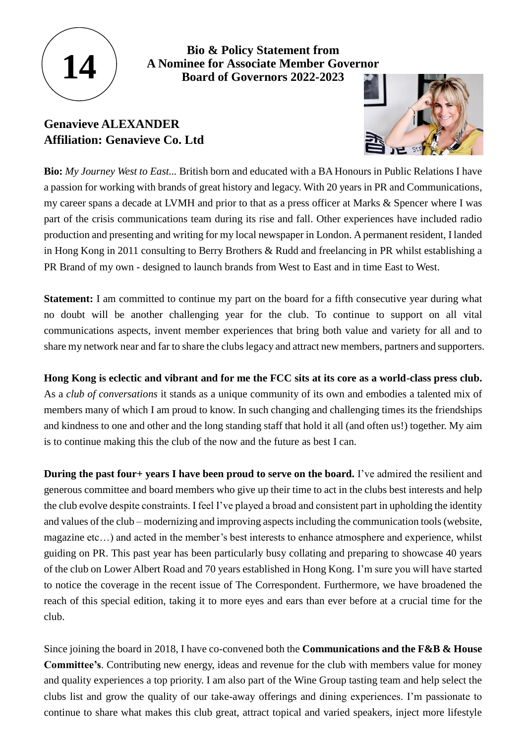**14**

# Bio & Policy Statement from A Nominee for Associate Member Governor Board of Governors 2022-2023

## Genavieve ALEXANDER
## Affiliation: Genavieve Co. Ltd

**Bio:** *My Journey West to East...* British born and educated with a BA Honours in Public Relations I have a passion for working with brands of great history and legacy. With 20 years in PR and Communications, my career spans a decade at LVMH and prior to that as a press officer at Marks & Spencer where I was part of the crisis communications team during its rise and fall. Other experiences have included radio production and presenting and writing for my local newspaper in London. A permanent resident, I landed in Hong Kong in 2011 consulting to Berry Brothers & Rudd and freelancing in PR whilst establishing a PR Brand of my own - designed to launch brands from West to East and in time East to West.

**Statement:** I am committed to continue my part on the board for a fifth consecutive year during what no doubt will be another challenging year for the club. To continue to support on all vital communications aspects, invent member experiences that bring both value and variety for all and to share my network near and far to share the clubs legacy and attract new members, partners and supporters.

**Hong Kong is eclectic and vibrant and for me the FCC sits at its core as a world-class press club.** As a *club of conversations* it stands as a unique community of its own and embodies a talented mix of members many of which I am proud to know. In such changing and challenging times its the friendships and kindness to one and other and the long standing staff that hold it all (and often us!) together. My aim is to continue making this the club of the now and the future as best I can.

**During the past four+ years I have been proud to serve on the board.** I've admired the resilient and generous committee and board members who give up their time to act in the clubs best interests and help the club evolve despite constraints. I feel I've played a broad and consistent part in upholding the identity and values of the club – modernizing and improving aspects including the communication tools (website, magazine etc…) and acted in the member's best interests to enhance atmosphere and experience, whilst guiding on PR. This past year has been particularly busy collating and preparing to showcase 40 years of the club on Lower Albert Road and 70 years established in Hong Kong. I'm sure you will have started to notice the coverage in the recent issue of The Correspondent. Furthermore, we have broadened the reach of this special edition, taking it to more eyes and ears than ever before at a crucial time for the club.

Since joining the board in 2018, I have co-convened both the **Communications and the F&B & House Committee's**. Contributing new energy, ideas and revenue for the club with members value for money and quality experiences a top priority. I am also part of the Wine Group tasting team and help select the clubs list and grow the quality of our take-away offerings and dining experiences. I'm passionate to continue to share what makes this club great, attract topical and varied speakers, inject more lifestyle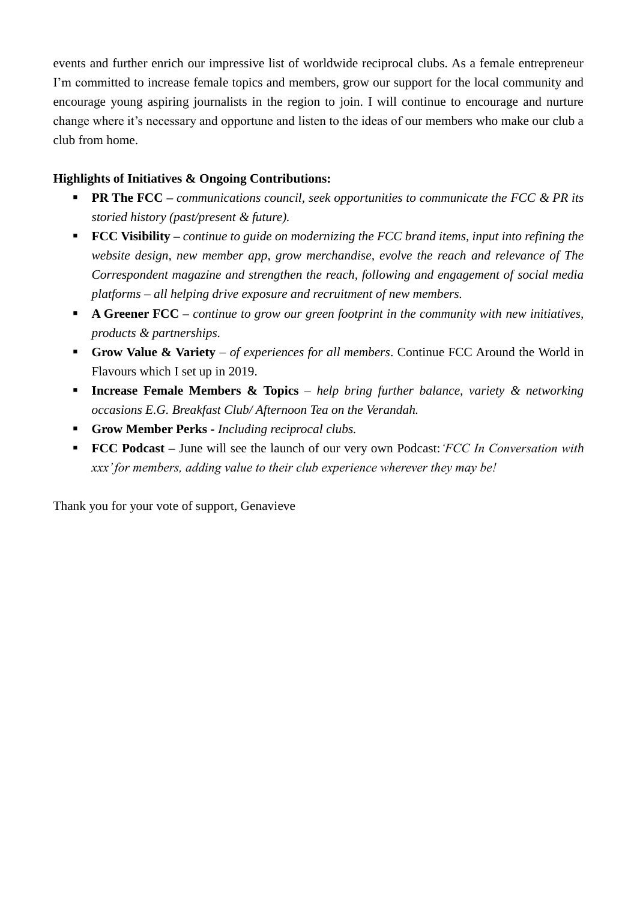events and further enrich our impressive list of worldwide reciprocal clubs. As a female entrepreneur I'm committed to increase female topics and members, grow our support for the local community and encourage young aspiring journalists in the region to join. I will continue to encourage and nurture change where it's necessary and opportune and listen to the ideas of our members who make our club a club from home.

**Highlights of Initiatives & Ongoing Contributions:**

- **PR The FCC –** *communications council, seek opportunities to communicate the FCC & PR its storied history (past/present & future).*
- **FCC Visibility –** *continue to guide on modernizing the FCC brand items, input into refining the website design, new member app, grow merchandise, evolve the reach and relevance of The Correspondent magazine and strengthen the reach, following and engagement of social media platforms – all helping drive exposure and recruitment of new members.*
- **A Greener FCC –** *continue to grow our green footprint in the community with new initiatives, products & partnerships.*
- **Grow Value & Variety** – *of experiences for all members*. Continue FCC Around the World in Flavours which I set up in 2019.
- **Increase Female Members & Topics** – *help bring further balance, variety & networking occasions E.G. Breakfast Club/ Afternoon Tea on the Verandah.*
- **Grow Member Perks -** *Including reciprocal clubs.*
- **FCC Podcast –** June will see the launch of our very own Podcast: *'FCC In Conversation with xxx' for members, adding value to their club experience wherever they may be!*

Thank you for your vote of support, Genavieve